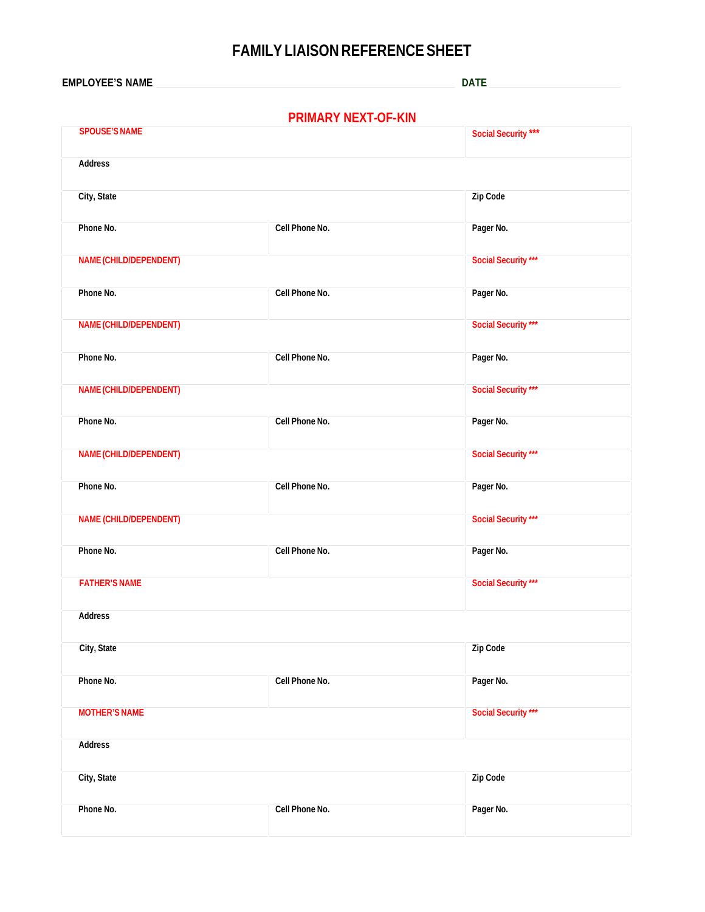# FAMILY LIAISON REFERENCE SHEET

**EMPLOYEE'S NAME** ______________________________ **DATE** ______________

## PRIMARY NEXT-OF-KIN

| | | |
|---|---|---|
| **SPOUSE'S NAME** | | **Social Security *** ** |
| **Address** | | |
| **City, State** | | **Zip Code** |
| **Phone No.** | **Cell Phone No.** | **Pager No.** |
| **NAME (CHILD/DEPENDENT)** | | **Social Security *** ** |
| **Phone No.** | **Cell Phone No.** | **Pager No.** |
| **NAME (CHILD/DEPENDENT)** | | **Social Security *** ** |
| **Phone No.** | **Cell Phone No.** | **Pager No.** |
| **NAME (CHILD/DEPENDENT)** | | **Social Security *** ** |
| **Phone No.** | **Cell Phone No.** | **Pager No.** |
| **NAME (CHILD/DEPENDENT)** | | **Social Security *** ** |
| **Phone No.** | **Cell Phone No.** | **Pager No.** |
| **NAME (CHILD/DEPENDENT)** | | **Social Security *** ** |
| **Phone No.** | **Cell Phone No.** | **Pager No.** |
| **FATHER'S NAME** | | **Social Security *** ** |
| **Address** | | |
| **City, State** | | **Zip Code** |
| **Phone No.** | **Cell Phone No.** | **Pager No.** |
| **MOTHER'S NAME** | | **Social Security *** ** |
| **Address** | | |
| **City, State** | | **Zip Code** |
| **Phone No.** | **Cell Phone No.** | **Pager No.** |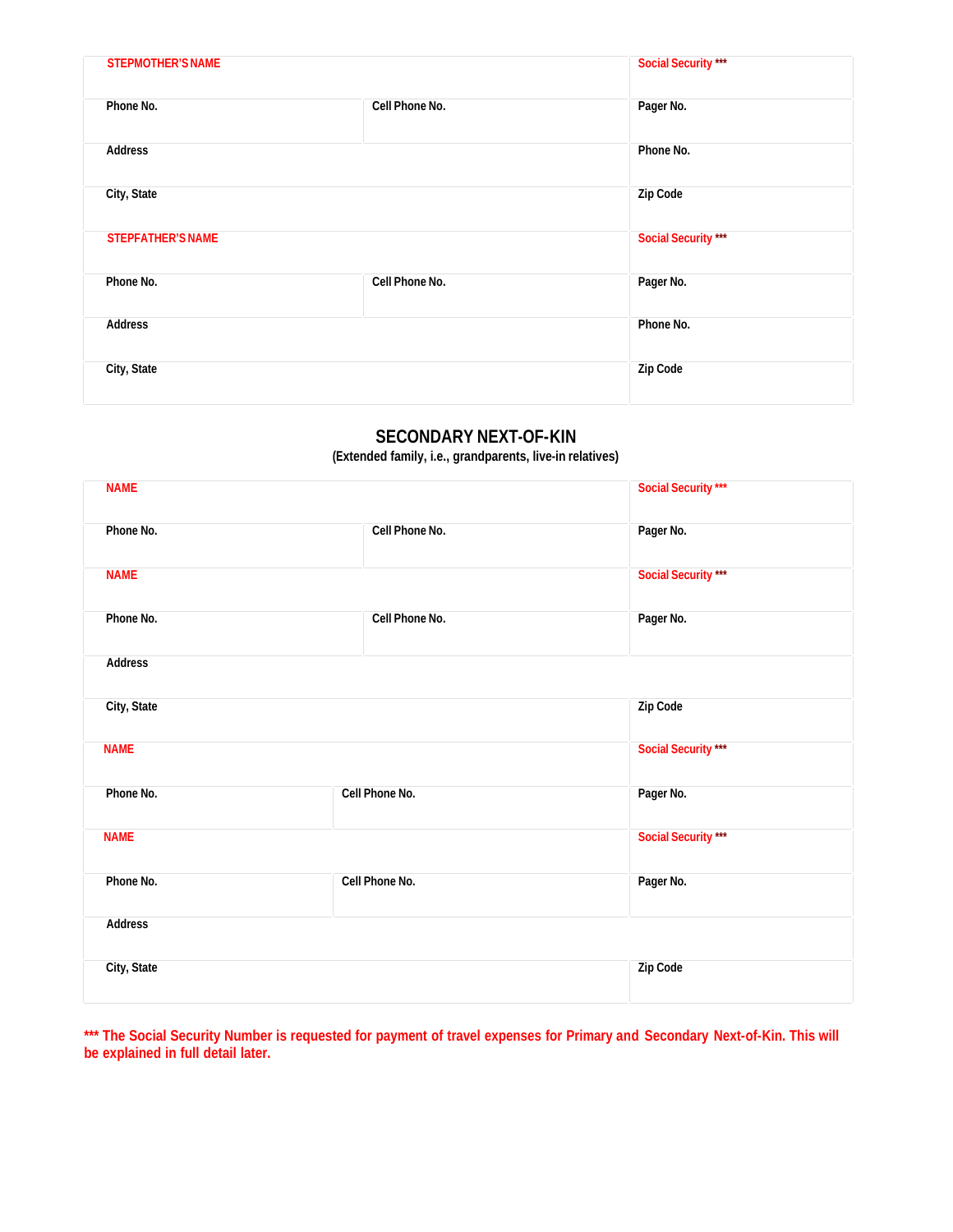| STEPMOTHER'S NAME | | Social Security *** |
|---|---|---|
| Phone No. | Cell Phone No. | Pager No. |
| Address | | Phone No. |
| City, State | | Zip Code |
| STEPFATHER'S NAME | | Social Security *** |
| Phone No. | Cell Phone No. | Pager No. |
| Address | | Phone No. |
| City, State | | Zip Code |

## SECONDARY NEXT-OF-KIN

(Extended family, i.e., grandparents, live-in relatives)

| NAME | | Social Security *** |
|---|---|---|
| Phone No. | Cell Phone No. | Pager No. |
| NAME | | Social Security *** |
| Phone No. | Cell Phone No. | Pager No. |
| Address | | |
| City, State | | Zip Code |
| NAME | | Social Security *** |
| Phone No. | Cell Phone No. | Pager No. |
| NAME | | Social Security *** |
| Phone No. | Cell Phone No. | Pager No. |
| Address | | |
| City, State | | Zip Code |

**\*\*\* The Social Security Number is requested for payment of travel expenses for Primary and Secondary Next-of-Kin. This will be explained in full detail later.**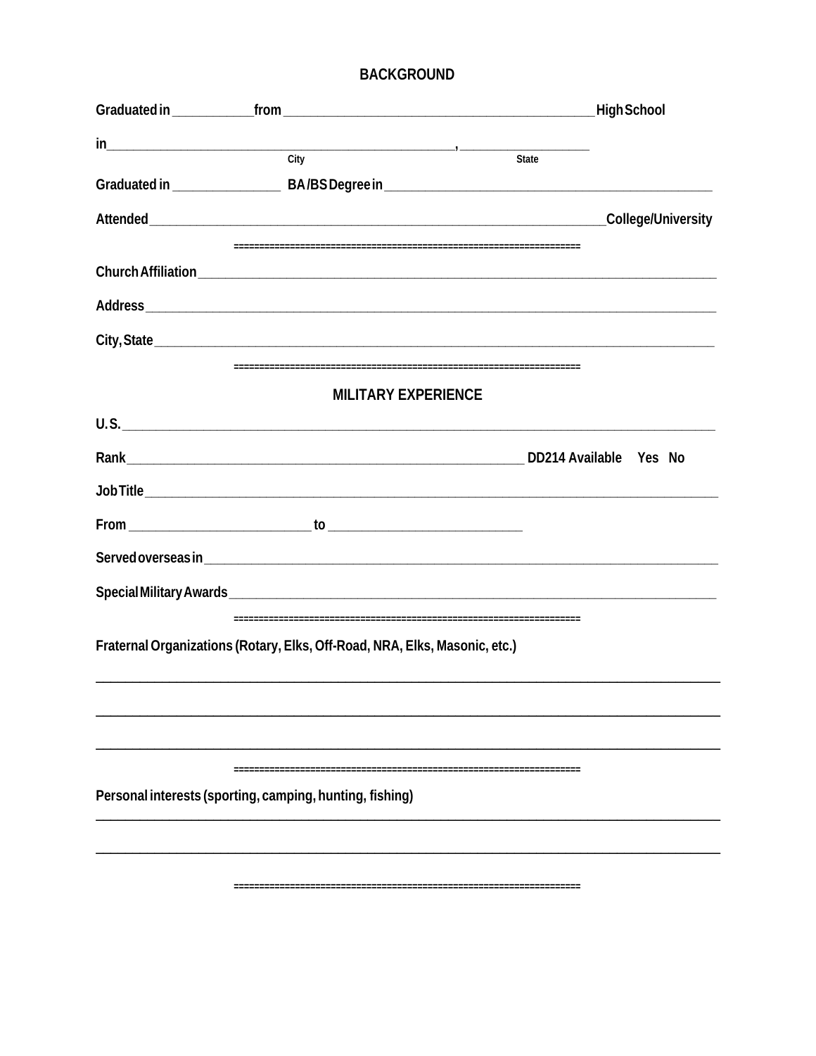## BACKGROUND

Graduated in ____________ from _____________________________________________ High School

in _______________________________________________, ___________________
City State

Graduated in ________________ BA/BS Degree in ________________________________________________

Attended ______________________________________________________________________ College/University

==================================================================

Church Affiliation ___________________________________________________________________________________

Address _____________________________________________________________________________________________

City, State __________________________________________________________________________________________

==================================================================

## MILITARY EXPERIENCE

U.S. ________________________________________________________________________________________________

Rank ___________________________________________________________ DD214 Available Yes No

Job Title ____________________________________________________________________________________________

From ____________________________ to _____________________________

Served overseas in ___________________________________________________________________________________

Special Military Awards _______________________________________________________________________________

==================================================================

Fraternal Organizations (Rotary, Elks, Off-Road, NRA, Elks, Masonic, etc.)

_____________________________________________________________________________________________________

_____________________________________________________________________________________________________

_____________________________________________________________________________________________________

==================================================================

Personal interests (sporting, camping, hunting, fishing)

_____________________________________________________________________________________________________

_____________________________________________________________________________________________________

==================================================================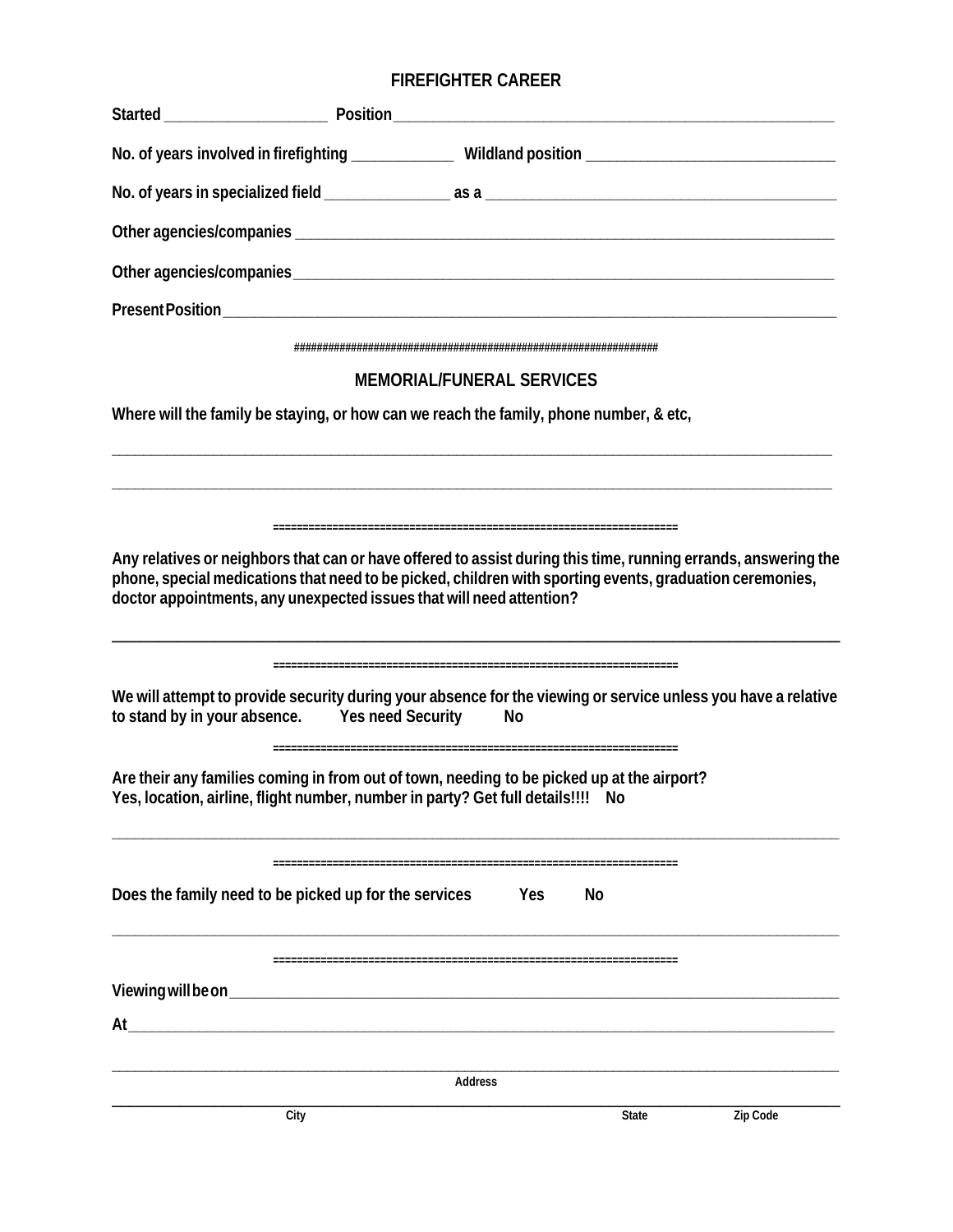## FIREFIGHTER CAREER

**Started ____________________ Position ______________________________________________________**

**No. of years involved in firefighting _____________ Wildland position _______________________________**

**No. of years in specialized field ________________ as a _____________________________________________**

**Other agencies/companies ______________________________________________________________________**

**Other agencies/companies ______________________________________________________________________**

**Present Position _______________________________________________________________________________**

################################################################

## MEMORIAL/FUNERAL SERVICES

**Where will the family be staying, or how can we reach the family, phone number, & etc,**

_____________________________________________________________________________________________

_____________________________________________________________________________________________

=====================================================================

**Any relatives or neighbors that can or have offered to assist during this time, running errands, answering the phone, special medications that need to be picked, children with sporting events, graduation ceremonies, doctor appointments, any unexpected issues that will need attention?**

_____________________________________________________________________________________________

=====================================================================

**We will attempt to provide security during your absence for the viewing or service unless you have a relative to stand by in your absence. Yes need Security No**

=====================================================================

**Are their any families coming in from out of town, needing to be picked up at the airport?**
**Yes, location, airline, flight number, number in party? Get full details!!!! No**

_____________________________________________________________________________________________

=====================================================================

**Does the family need to be picked up for the services Yes No**

_____________________________________________________________________________________________

=====================================================================

**Viewing will be on _______________________________________________________________________________**

**At ___________________________________________________________________________________________**

_____________________________________________________________________________________________
Address

_____________________________________________________________________________________________
City State Zip Code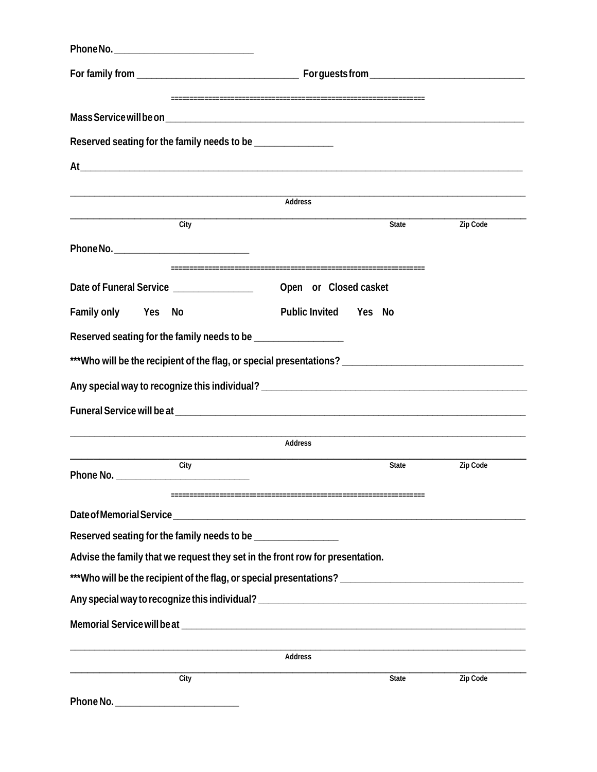Phone No. ___________________________

For family from _______________________________ For guests from ______________________________

==================================================================

Mass Service will be on ___________________________________________________________________________

Reserved seating for the family needs to be _______________

At ________________________________________________________________________________________

__________________________________________________________________________________________

Address

__________________________________________________________________________________________

City State Zip Code

Phone No. ___________________________

==================================================================

Date of Funeral Service _______________ Open or Closed casket

Family only Yes No Public Invited Yes No

Reserved seating for the family needs to be _________________

***Who will be the recipient of the flag, or special presentations? ___________________________________

Any special way to recognize this individual? ______________________________________________________

Funeral Service will be at __________________________________________________________________

__________________________________________________________________________________________

Address

__________________________________________________________________________________________

City State Zip Code

Phone No. ___________________________

==================================================================

Date of Memorial Service ___________________________________________________________________

Reserved seating for the family needs to be ________________

Advise the family that we request they set in the front row for presentation.

***Who will be the recipient of the flag, or special presentations? ___________________________________

Any special way to recognize this individual? ______________________________________________________

Memorial Service will be at _________________________________________________________________

__________________________________________________________________________________________

Address

__________________________________________________________________________________________

City State Zip Code

Phone No. _________________________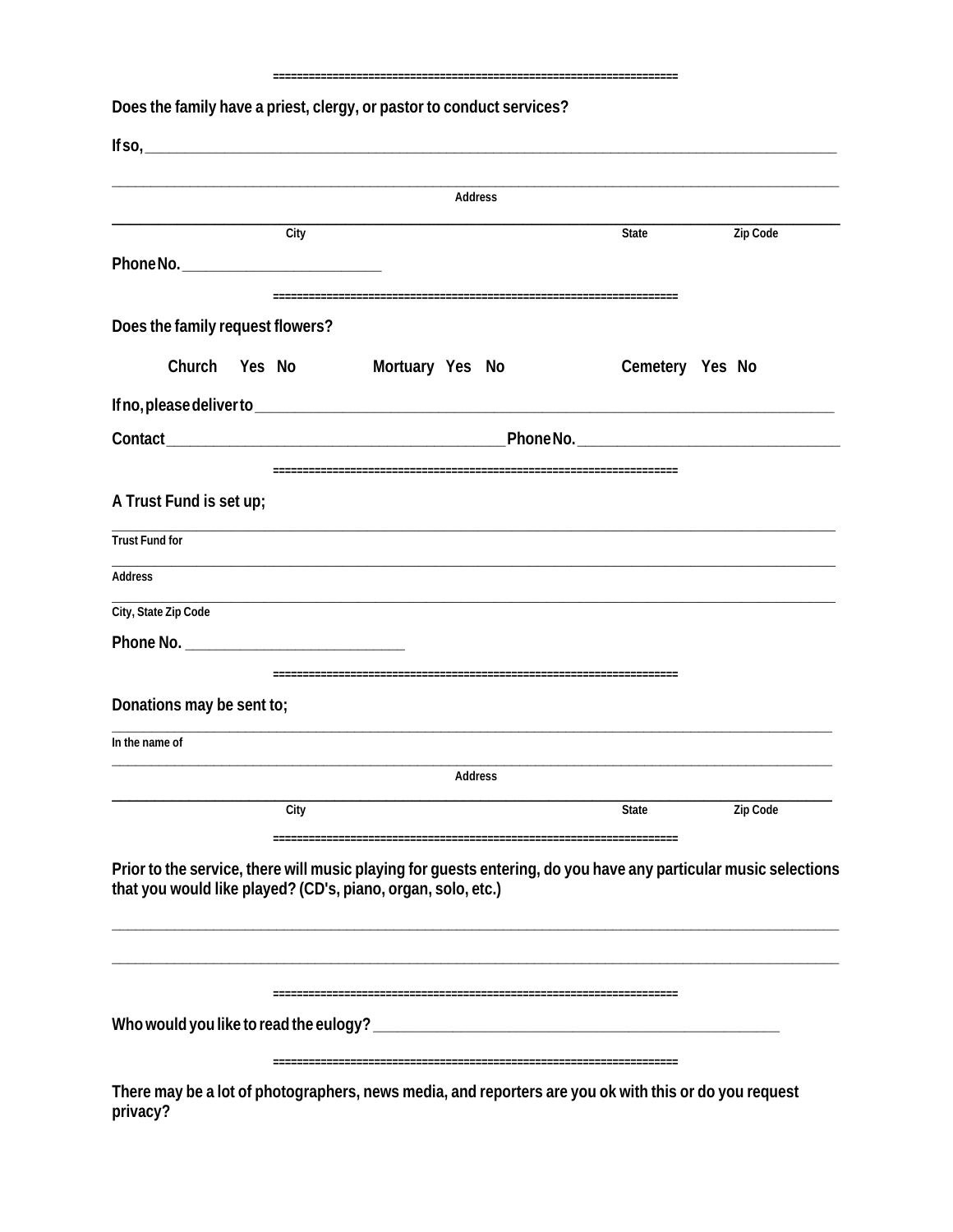==================================================================

**Does the family have a priest, clergy, or pastor to conduct services?**

**If so,** ___________________________________________________________________________

___________________________________________________________________________

Address

___________________________________________________________________________

City | State | Zip Code

**Phone No.** ________________________

==================================================================

**Does the family request flowers?**

**Church Yes No Mortuary Yes No Cemetery Yes No**

**If no, please deliver to** ___________________________________________________________________________

**Contact** _________________________________________ **Phone No.** ________________________________

==================================================================

**A Trust Fund is set up;**

___________________________________________________________________________

Trust Fund for

___________________________________________________________________________

Address

___________________________________________________________________________

City, State Zip Code

**Phone No.** ___________________________

==================================================================

**Donations may be sent to;**

___________________________________________________________________________

In the name of

___________________________________________________________________________

Address

___________________________________________________________________________

City | State | Zip Code

==================================================================

**Prior to the service, there will music playing for guests entering, do you have any particular music selections that you would like played? (CD's, piano, organ, solo, etc.)**

___________________________________________________________________________

___________________________________________________________________________

==================================================================

**Who would you like to read the eulogy?** _____________________________________________________

==================================================================

**There may be a lot of photographers, news media, and reporters are you ok with this or do you request privacy?**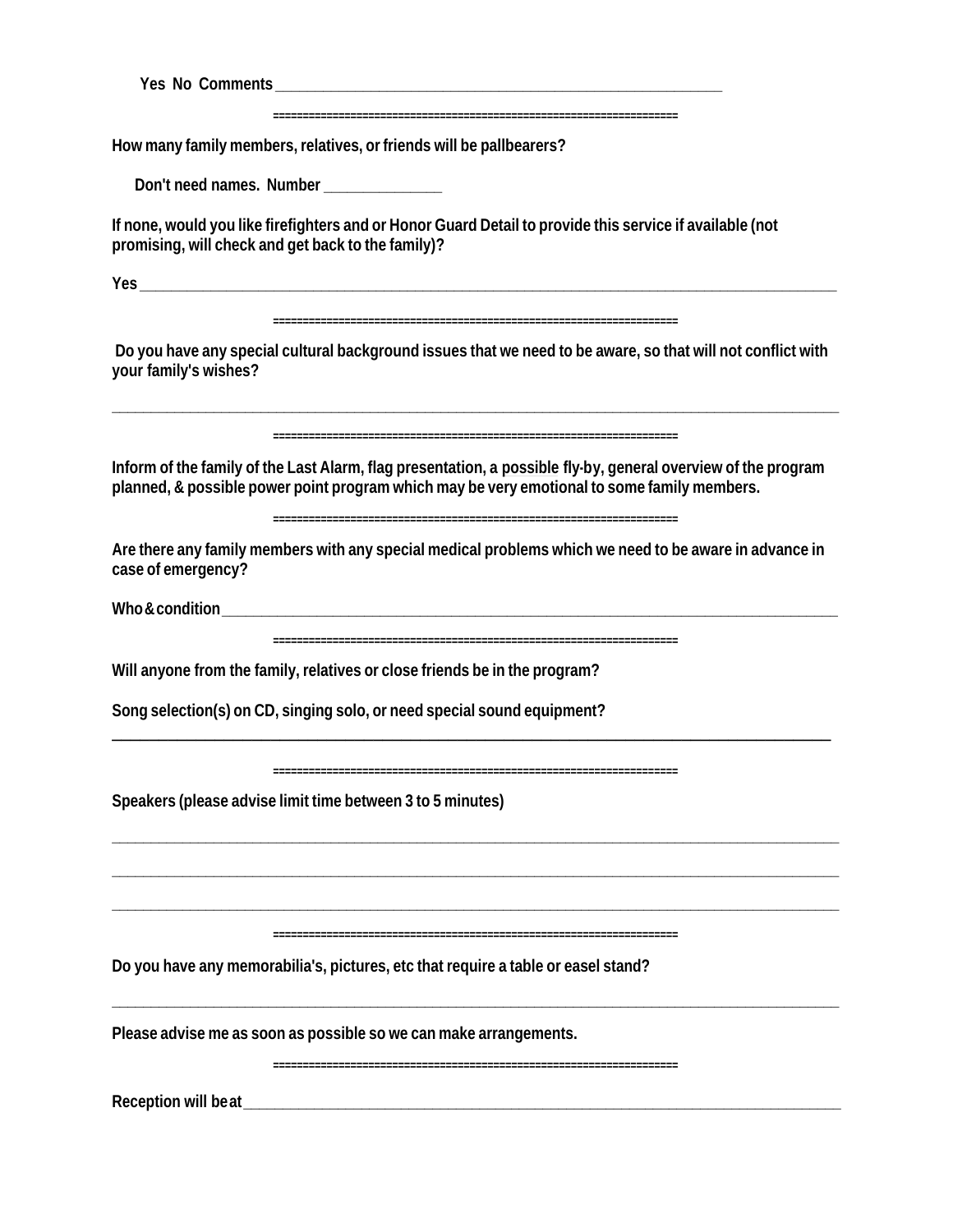**Yes No Comments** ________________________________________________________

==================================================================

**How many family members, relatives, or friends will be pallbearers?**

**Don't need names. Number** ______________

**If none, would you like firefighters and or Honor Guard Detail to provide this service if available (not promising, will check and get back to the family)?**

**Yes** ________________________________________________________________________________________

==================================================================

**Do you have any special cultural background issues that we need to be aware, so that will not conflict with your family's wishes?**

______________________________________________________________________________________________

==================================================================

**Inform of the family of the Last Alarm, flag presentation, a possible fly-by, general overview of the program planned, & possible power point program which may be very emotional to some family members.**

==================================================================

**Are there any family members with any special medical problems which we need to be aware in advance in case of emergency?**

**Who & condition** ______________________________________________________________________________

==================================================================

**Will anyone from the family, relatives or close friends be in the program?**

**Song selection(s) on CD, singing solo, or need special sound equipment?**

______________________________________________________________________________________________

==================================================================

**Speakers (please advise limit time between 3 to 5 minutes)**

______________________________________________________________________________________________

______________________________________________________________________________________________

______________________________________________________________________________________________

==================================================================

**Do you have any memorabilia's, pictures, etc that require a table or easel stand?**

______________________________________________________________________________________________

**Please advise me as soon as possible so we can make arrangements.**

==================================================================

**Reception will be at** _________________________________________________________________________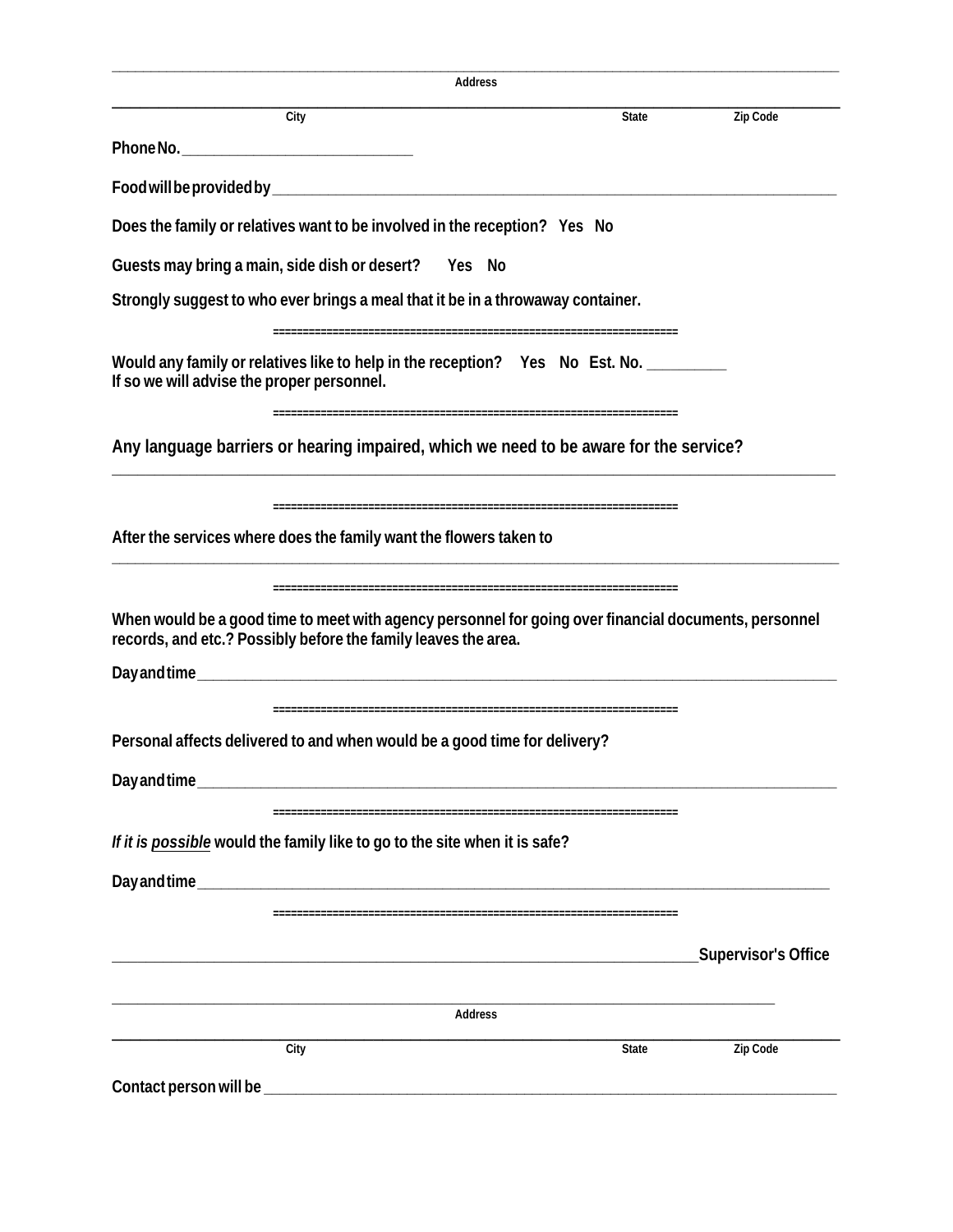_______________________________________________________________________________

Address

_______________________________________________________________________________

City State Zip Code

**Phone No.** ______________________________

**Food will be provided by** ______________________________________________________________

**Does the family or relatives want to be involved in the reception? Yes No**

**Guests may bring a main, side dish or desert? Yes No**

**Strongly suggest to who ever brings a meal that it be in a throwaway container.**

==================================================================

**Would any family or relatives like to help in the reception? Yes No Est. No.** __________
**If so we will advise the proper personnel.**

==================================================================

**Any language barriers or hearing impaired, which we need to be aware for the service?**

_______________________________________________________________________________

==================================================================

**After the services where does the family want the flowers taken to**

_______________________________________________________________________________

==================================================================

**When would be a good time to meet with agency personnel for going over financial documents, personnel records, and etc.? Possibly before the family leaves the area.**

**Day and time** ______________________________________________________________

==================================================================

**Personal affects delivered to and when would be a good time for delivery?**

**Day and time** ______________________________________________________________

==================================================================

***If it is possible* would the family like to go to the site when it is safe?**

**Day and time** ______________________________________________________________

==================================================================

_______________________________________________________________ **Supervisor's Office**

_______________________________________________________________________________

Address

_______________________________________________________________________________

City State Zip Code

**Contact person will be** ______________________________________________________________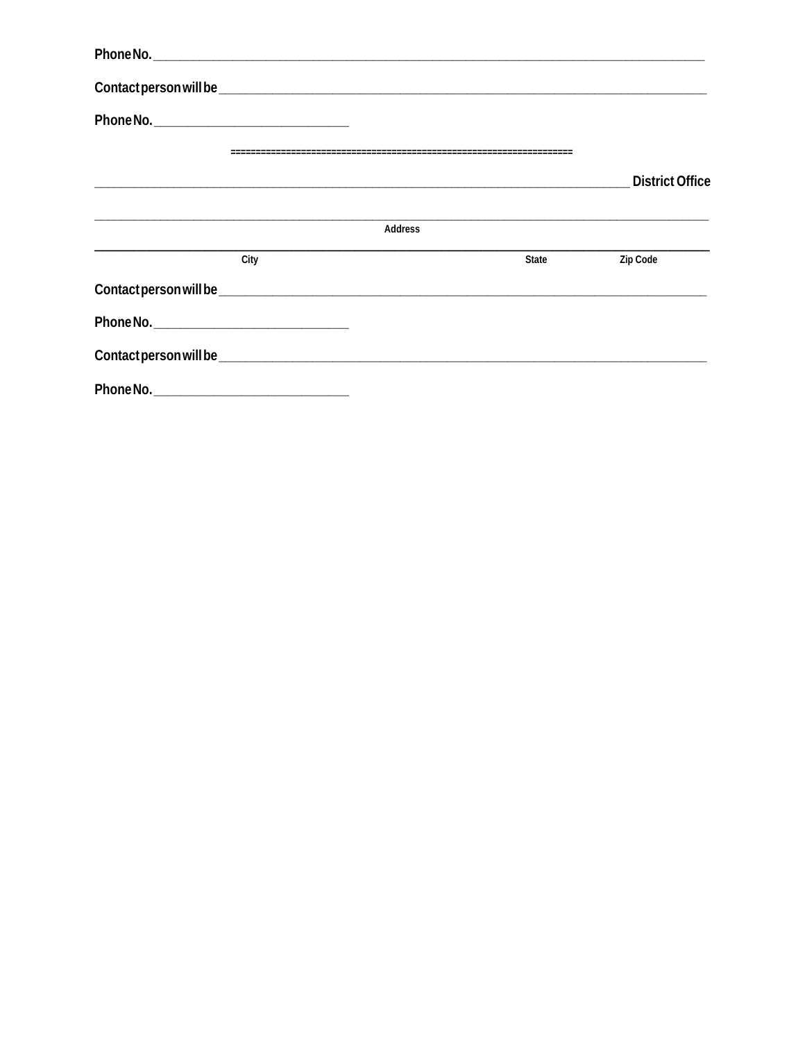Phone No. ___________________________________________________________________________

Contact person will be ______________________________________________________________

Phone No. ___________________________

==================================================================

_______________________________________________________________________ District Office

___________________________________________________________________________________

Address

___________________________________________________________________________________

City State Zip Code

Contact person will be ______________________________________________________________

Phone No. ___________________________

Contact person will be ______________________________________________________________

Phone No. ___________________________